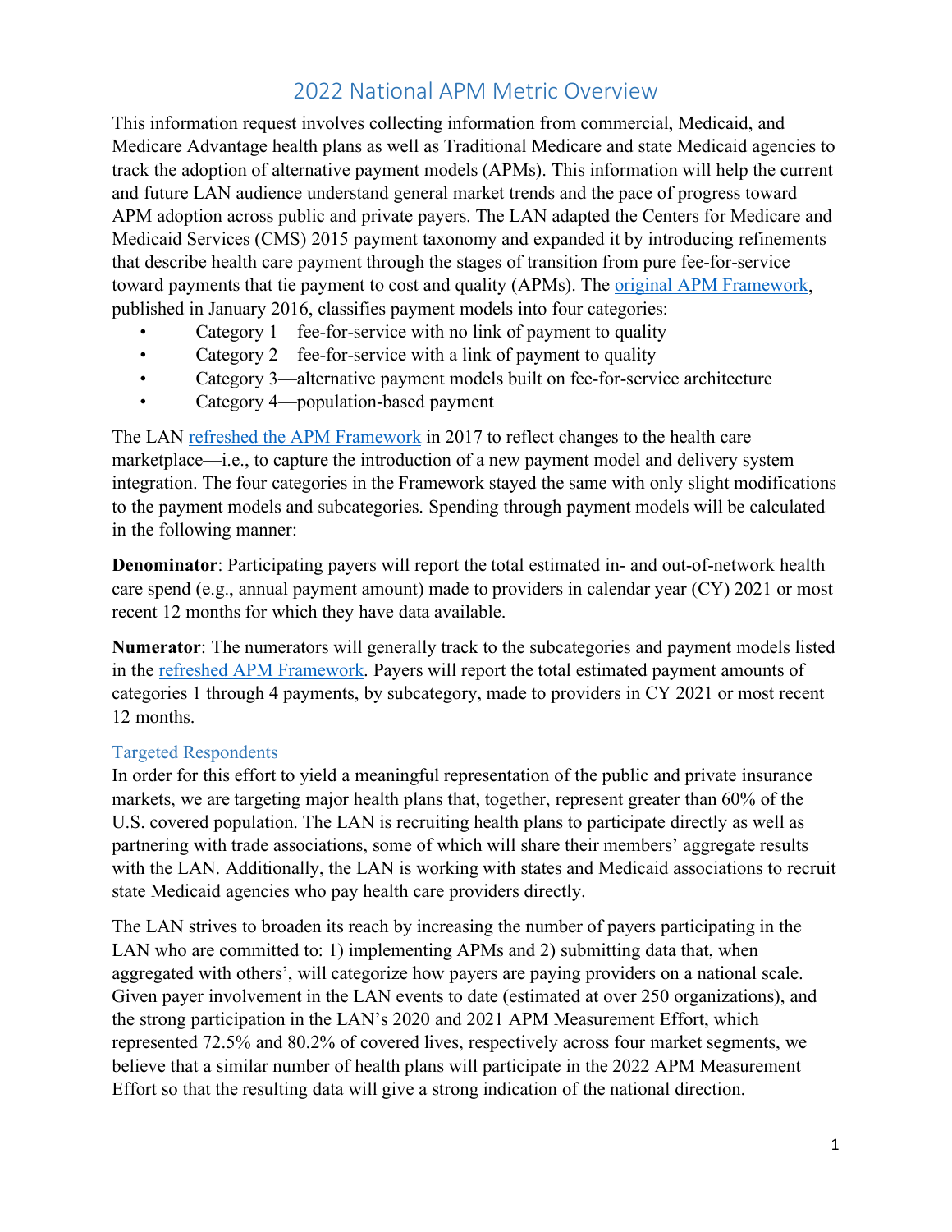# 2022 National APM Metric Overview

This information request involves collecting information from commercial, Medicaid, and Medicare Advantage health plans as well as Traditional Medicare and state Medicaid agencies to track the adoption of alternative payment models (APMs). This information will help the current and future LAN audience understand general market trends and the pace of progress toward APM adoption across public and private payers. The LAN adapted the Centers for Medicare and Medicaid Services (CMS) 2015 payment taxonomy and expanded it by introducing refinements that describe health care payment through the stages of transition from pure fee-for-service toward payments that tie payment to cost and quality (APMs). The original APM Framework, published in January 2016, classifies payment models into four categories:

- Category 1—fee-for-service with no link of payment to quality
- Category 2—fee-for-service with a link of payment to quality
- Category 3—alternative payment models built on fee-for-service architecture
- Category 4—population-based payment

The LAN refreshed the APM Framework in 2017 to reflect changes to the health care marketplace—i.e., to capture the introduction of a new payment model and delivery system integration. The four categories in the Framework stayed the same with only slight modifications to the payment models and subcategories. Spending through payment models will be calculated in the following manner:

**Denominator**: Participating payers will report the total estimated in- and out-of-network health care spend (e.g., annual payment amount) made to providers in calendar year (CY) 2021 or most recent 12 months for which they have data available.

**Numerator**: The numerators will generally track to the subcategories and payment models listed in the refreshed APM Framework. Payers will report the total estimated payment amounts of categories 1 through 4 payments, by subcategory, made to providers in CY 2021 or most recent 12 months.

## Targeted Respondents

In order for this effort to yield a meaningful representation of the public and private insurance markets, we are targeting major health plans that, together, represent greater than 60% of the U.S. covered population. The LAN is recruiting health plans to participate directly as well as partnering with trade associations, some of which will share their members' aggregate results with the LAN. Additionally, the LAN is working with states and Medicaid associations to recruit state Medicaid agencies who pay health care providers directly.

The LAN strives to broaden its reach by increasing the number of payers participating in the LAN who are committed to: 1) implementing APMs and 2) submitting data that, when aggregated with others', will categorize how payers are paying providers on a national scale. Given payer involvement in the LAN events to date (estimated at over 250 organizations), and the strong participation in the LAN's 2020 and 2021 APM Measurement Effort, which represented 72.5% and 80.2% of covered lives, respectively across four market segments, we believe that a similar number of health plans will participate in the 2022 APM Measurement Effort so that the resulting data will give a strong indication of the national direction.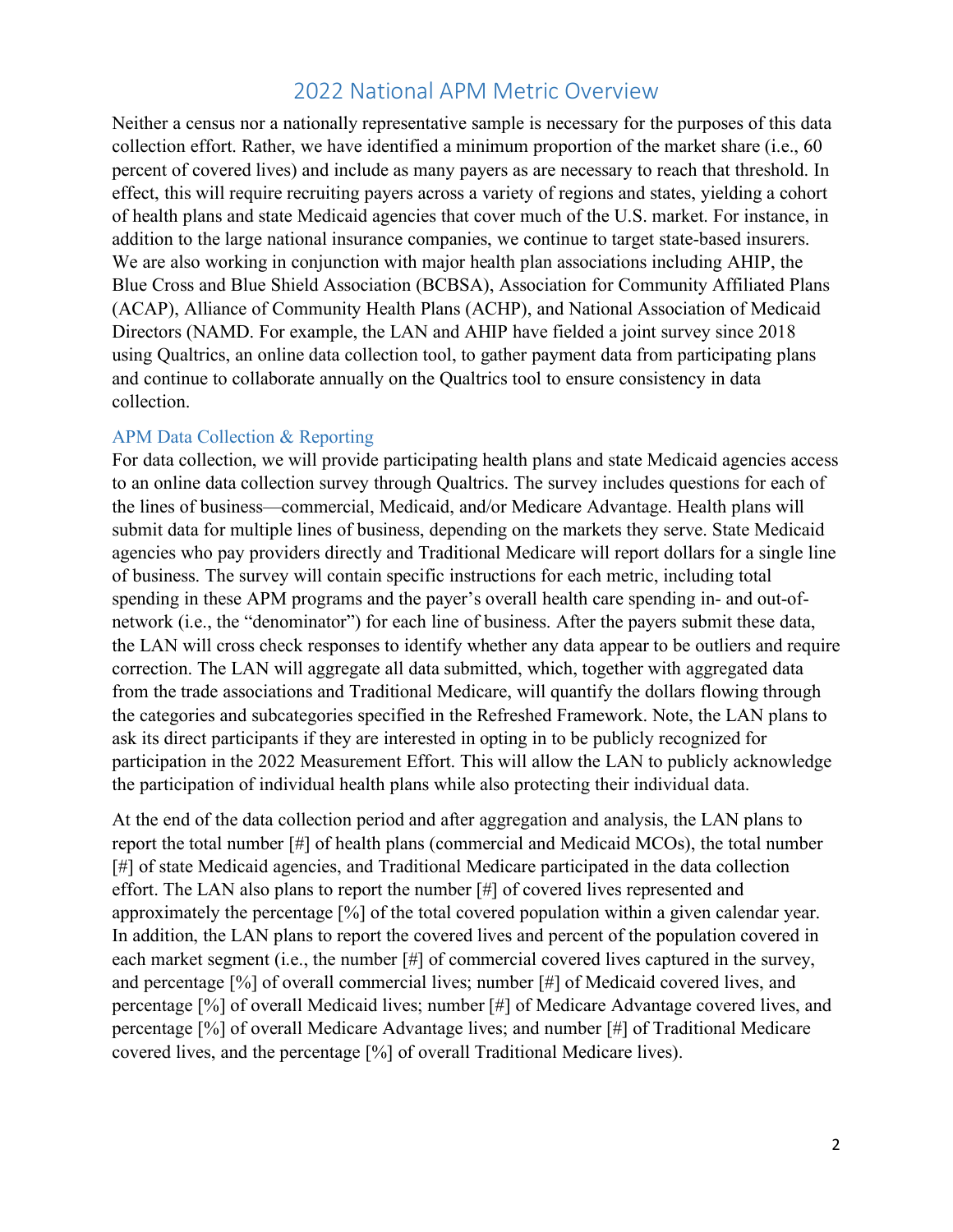## 2022 National APM Metric Overview

Neither a census nor a nationally representative sample is necessary for the purposes of this data collection effort. Rather, we have identified a minimum proportion of the market share (i.e., 60 percent of covered lives) and include as many payers as are necessary to reach that threshold. In effect, this will require recruiting payers across a variety of regions and states, yielding a cohort of health plans and state Medicaid agencies that cover much of the U.S. market. For instance, in addition to the large national insurance companies, we continue to target state-based insurers. We are also working in conjunction with major health plan associations including AHIP, the Blue Cross and Blue Shield Association (BCBSA), Association for Community Affiliated Plans (ACAP), Alliance of Community Health Plans (ACHP), and National Association of Medicaid Directors (NAMD. For example, the LAN and AHIP have fielded a joint survey since 2018 using Qualtrics, an online data collection tool, to gather payment data from participating plans and continue to collaborate annually on the Qualtrics tool to ensure consistency in data collection.

### APM Data Collection & Reporting

For data collection, we will provide participating health plans and state Medicaid agencies access to an online data collection survey through Qualtrics. The survey includes questions for each of the lines of business—commercial, Medicaid, and/or Medicare Advantage. Health plans will submit data for multiple lines of business, depending on the markets they serve. State Medicaid agencies who pay providers directly and Traditional Medicare will report dollars for a single line of business. The survey will contain specific instructions for each metric, including total spending in these APM programs and the payer's overall health care spending in- and out-of-network (i.e., the "denominator") for each line of business. After the payers submit these data, the LAN will cross check responses to identify whether any data appear to be outliers and require correction. The LAN will aggregate all data submitted, which, together with aggregated data from the trade associations and Traditional Medicare, will quantify the dollars flowing through the categories and subcategories specified in the Refreshed Framework. Note, the LAN plans to ask its direct participants if they are interested in opting in to be publicly recognized for participation in the 2022 Measurement Effort. This will allow the LAN to publicly acknowledge the participation of individual health plans while also protecting their individual data.

At the end of the data collection period and after aggregation and analysis, the LAN plans to report the total number [#] of health plans (commercial and Medicaid MCOs), the total number [#] of state Medicaid agencies, and Traditional Medicare participated in the data collection effort. The LAN also plans to report the number [#] of covered lives represented and approximately the percentage [%] of the total covered population within a given calendar year. In addition, the LAN plans to report the covered lives and percent of the population covered in each market segment (i.e., the number [#] of commercial covered lives captured in the survey, and percentage [%] of overall commercial lives; number [#] of Medicaid covered lives, and percentage [%] of overall Medicaid lives; number [#] of Medicare Advantage covered lives, and percentage [%] of overall Medicare Advantage lives; and number [#] of Traditional Medicare covered lives, and the percentage [%] of overall Traditional Medicare lives).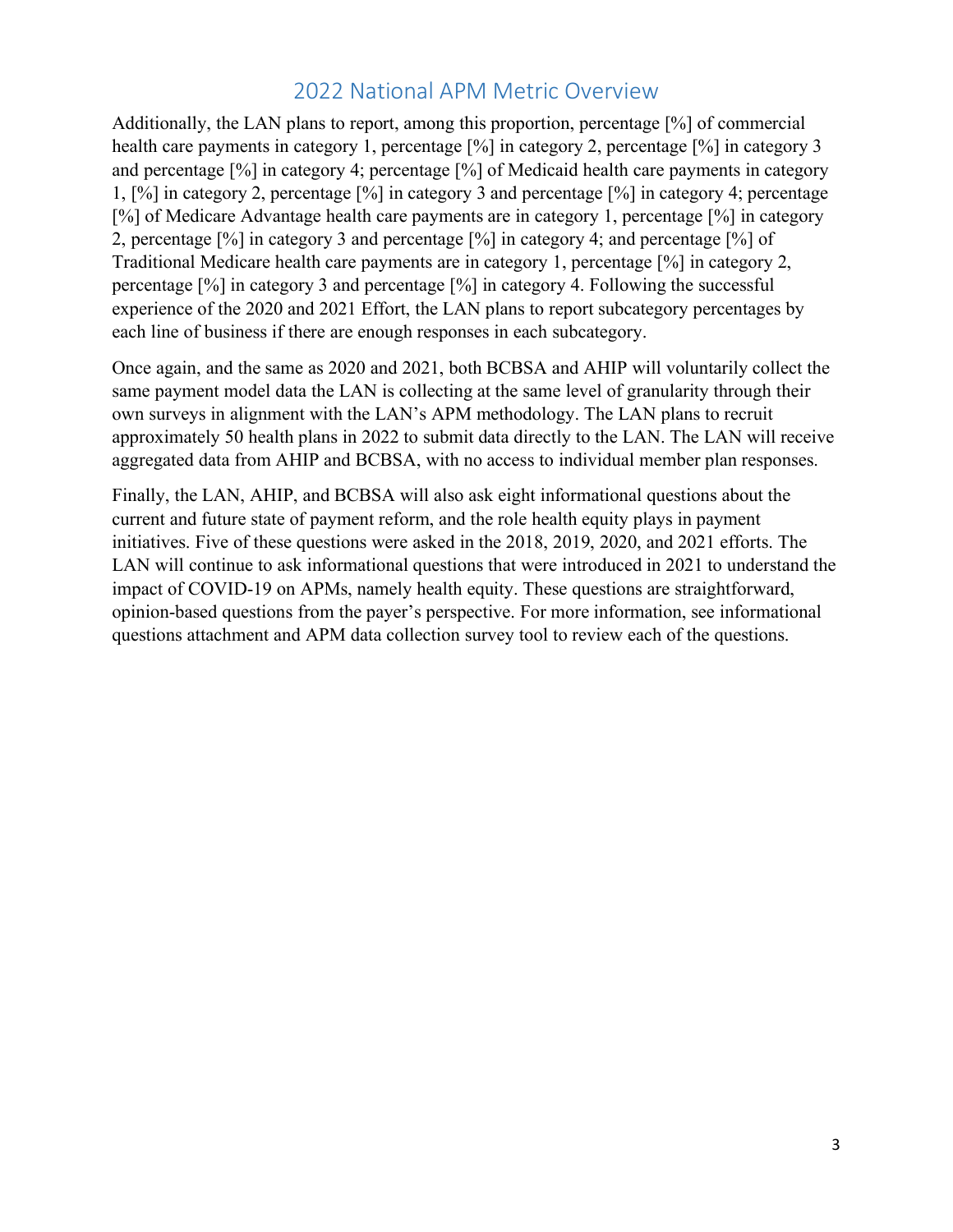## 2022 National APM Metric Overview

Additionally, the LAN plans to report, among this proportion, percentage [%] of commercial health care payments in category 1, percentage [%] in category 2, percentage [%] in category 3 and percentage [%] in category 4; percentage [%] of Medicaid health care payments in category 1, [%] in category 2, percentage [%] in category 3 and percentage [%] in category 4; percentage [%] of Medicare Advantage health care payments are in category 1, percentage [%] in category 2, percentage [%] in category 3 and percentage [%] in category 4; and percentage [%] of Traditional Medicare health care payments are in category 1, percentage [%] in category 2, percentage [%] in category 3 and percentage [%] in category 4. Following the successful experience of the 2020 and 2021 Effort, the LAN plans to report subcategory percentages by each line of business if there are enough responses in each subcategory.

Once again, and the same as 2020 and 2021, both BCBSA and AHIP will voluntarily collect the same payment model data the LAN is collecting at the same level of granularity through their own surveys in alignment with the LAN's APM methodology. The LAN plans to recruit approximately 50 health plans in 2022 to submit data directly to the LAN. The LAN will receive aggregated data from AHIP and BCBSA, with no access to individual member plan responses.

Finally, the LAN, AHIP, and BCBSA will also ask eight informational questions about the current and future state of payment reform, and the role health equity plays in payment initiatives. Five of these questions were asked in the 2018, 2019, 2020, and 2021 efforts. The LAN will continue to ask informational questions that were introduced in 2021 to understand the impact of COVID-19 on APMs, namely health equity. These questions are straightforward, opinion-based questions from the payer's perspective. For more information, see informational questions attachment and APM data collection survey tool to review each of the questions.